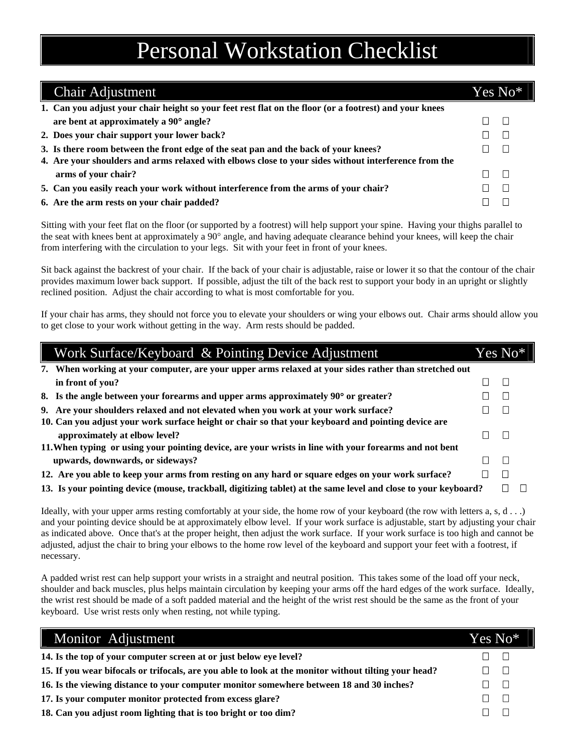# Personal Workstation Checklist

## Chair Adjustment

| Chair Adjustment | Yes | No* |
|---|---|---|
| **1. Can you adjust your chair height so your feet rest flat on the floor (or a footrest) and your knees are bent at approximately a 90° angle?** | ☐ | ☐ |
| **2. Does your chair support your lower back?** | ☐ | ☐ |
| **3. Is there room between the front edge of the seat pan and the back of your knees?** | ☐ | ☐ |
| **4. Are your shoulders and arms relaxed with elbows close to your sides without interference from the arms of your chair?** | ☐ | ☐ |
| **5. Can you easily reach your work without interference from the arms of your chair?** | ☐ | ☐ |
| **6. Are the arm rests on your chair padded?** | ☐ | ☐ |

Sitting with your feet flat on the floor (or supported by a footrest) will help support your spine. Having your thighs parallel to the seat with knees bent at approximately a 90° angle, and having adequate clearance behind your knees, will keep the chair from interfering with the circulation to your legs. Sit with your feet in front of your knees.

Sit back against the backrest of your chair. If the back of your chair is adjustable, raise or lower it so that the contour of the chair provides maximum lower back support. If possible, adjust the tilt of the back rest to support your body in an upright or slightly reclined position. Adjust the chair according to what is most comfortable for you.

If your chair has arms, they should not force you to elevate your shoulders or wing your elbows out. Chair arms should allow you to get close to your work without getting in the way. Arm rests should be padded.

## Work Surface/Keyboard & Pointing Device Adjustment

| Work Surface/Keyboard & Pointing Device Adjustment | Yes | No* |
|---|---|---|
| **7. When working at your computer, are your upper arms relaxed at your sides rather than stretched out in front of you?** | ☐ | ☐ |
| **8. Is the angle between your forearms and upper arms approximately 90° or greater?** | ☐ | ☐ |
| **9. Are your shoulders relaxed and not elevated when you work at your work surface?** | ☐ | ☐ |
| **10. Can you adjust your work surface height or chair so that your keyboard and pointing device are approximately at elbow level?** | ☐ | ☐ |
| **11. When typing or using your pointing device, are your wrists in line with your forearms and not bent upwards, downwards, or sideways?** | ☐ | ☐ |
| **12. Are you able to keep your arms from resting on any hard or square edges on your work surface?** | ☐ | ☐ |
| **13. Is your pointing device (mouse, trackball, digitizing tablet) at the same level and close to your keyboard?** | ☐ | ☐ |

Ideally, with your upper arms resting comfortably at your side, the home row of your keyboard (the row with letters a, s, d . . .) and your pointing device should be at approximately elbow level. If your work surface is adjustable, start by adjusting your chair as indicated above. Once that's at the proper height, then adjust the work surface. If your work surface is too high and cannot be adjusted, adjust the chair to bring your elbows to the home row level of the keyboard and support your feet with a footrest, if necessary.

A padded wrist rest can help support your wrists in a straight and neutral position. This takes some of the load off your neck, shoulder and back muscles, plus helps maintain circulation by keeping your arms off the hard edges of the work surface. Ideally, the wrist rest should be made of a soft padded material and the height of the wrist rest should be the same as the front of your keyboard. Use wrist rests only when resting, not while typing.

## Monitor Adjustment

| Monitor Adjustment | Yes | No* |
|---|---|---|
| **14. Is the top of your computer screen at or just below eye level?** | ☐ | ☐ |
| **15. If you wear bifocals or trifocals, are you able to look at the monitor without tilting your head?** | ☐ | ☐ |
| **16. Is the viewing distance to your computer monitor somewhere between 18 and 30 inches?** | ☐ | ☐ |
| **17. Is your computer monitor protected from excess glare?** | ☐ | ☐ |
| **18. Can you adjust room lighting that is too bright or too dim?** | ☐ | ☐ |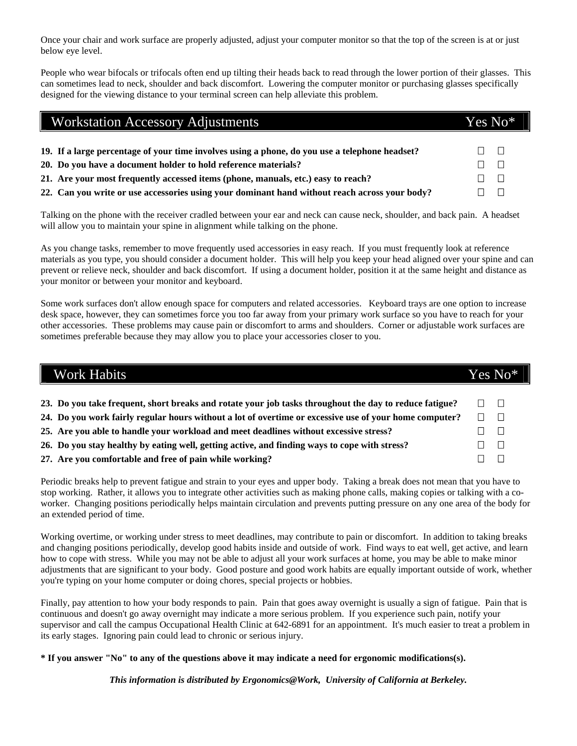Once your chair and work surface are properly adjusted, adjust your computer monitor so that the top of the screen is at or just below eye level.

People who wear bifocals or trifocals often end up tilting their heads back to read through the lower portion of their glasses. This can sometimes lead to neck, shoulder and back discomfort. Lowering the computer monitor or purchasing glasses specifically designed for the viewing distance to your terminal screen can help alleviate this problem.

## Workstation Accessory Adjustments

| | Yes | No* |
|---|---|---|
| **19. If a large percentage of your time involves using a phone, do you use a telephone headset?** | ☐ | ☐ |
| **20. Do you have a document holder to hold reference materials?** | ☐ | ☐ |
| **21. Are your most frequently accessed items (phone, manuals, etc.) easy to reach?** | ☐ | ☐ |
| **22. Can you write or use accessories using your dominant hand without reach across your body?** | ☐ | ☐ |

Talking on the phone with the receiver cradled between your ear and neck can cause neck, shoulder, and back pain. A headset will allow you to maintain your spine in alignment while talking on the phone.

As you change tasks, remember to move frequently used accessories in easy reach. If you must frequently look at reference materials as you type, you should consider a document holder. This will help you keep your head aligned over your spine and can prevent or relieve neck, shoulder and back discomfort. If using a document holder, position it at the same height and distance as your monitor or between your monitor and keyboard.

Some work surfaces don't allow enough space for computers and related accessories. Keyboard trays are one option to increase desk space, however, they can sometimes force you too far away from your primary work surface so you have to reach for your other accessories. These problems may cause pain or discomfort to arms and shoulders. Corner or adjustable work surfaces are sometimes preferable because they may allow you to place your accessories closer to you.

## Work Habits

| | Yes | No* |
|---|---|---|
| **23. Do you take frequent, short breaks and rotate your job tasks throughout the day to reduce fatigue?** | ☐ | ☐ |
| **24. Do you work fairly regular hours without a lot of overtime or excessive use of your home computer?** | ☐ | ☐ |
| **25. Are you able to handle your workload and meet deadlines without excessive stress?** | ☐ | ☐ |
| **26. Do you stay healthy by eating well, getting active, and finding ways to cope with stress?** | ☐ | ☐ |
| **27. Are you comfortable and free of pain while working?** | ☐ | ☐ |

Periodic breaks help to prevent fatigue and strain to your eyes and upper body. Taking a break does not mean that you have to stop working. Rather, it allows you to integrate other activities such as making phone calls, making copies or talking with a co-worker. Changing positions periodically helps maintain circulation and prevents putting pressure on any one area of the body for an extended period of time.

Working overtime, or working under stress to meet deadlines, may contribute to pain or discomfort. In addition to taking breaks and changing positions periodically, develop good habits inside and outside of work. Find ways to eat well, get active, and learn how to cope with stress. While you may not be able to adjust all your work surfaces at home, you may be able to make minor adjustments that are significant to your body. Good posture and good work habits are equally important outside of work, whether you're typing on your home computer or doing chores, special projects or hobbies.

Finally, pay attention to how your body responds to pain. Pain that goes away overnight is usually a sign of fatigue. Pain that is continuous and doesn't go away overnight may indicate a more serious problem. If you experience such pain, notify your supervisor and call the campus Occupational Health Clinic at 642-6891 for an appointment. It's much easier to treat a problem in its early stages. Ignoring pain could lead to chronic or serious injury.

**\* If you answer "No" to any of the questions above it may indicate a need for ergonomic modifications(s).**

***This information is distributed by Ergonomics@Work, University of California at Berkeley.***